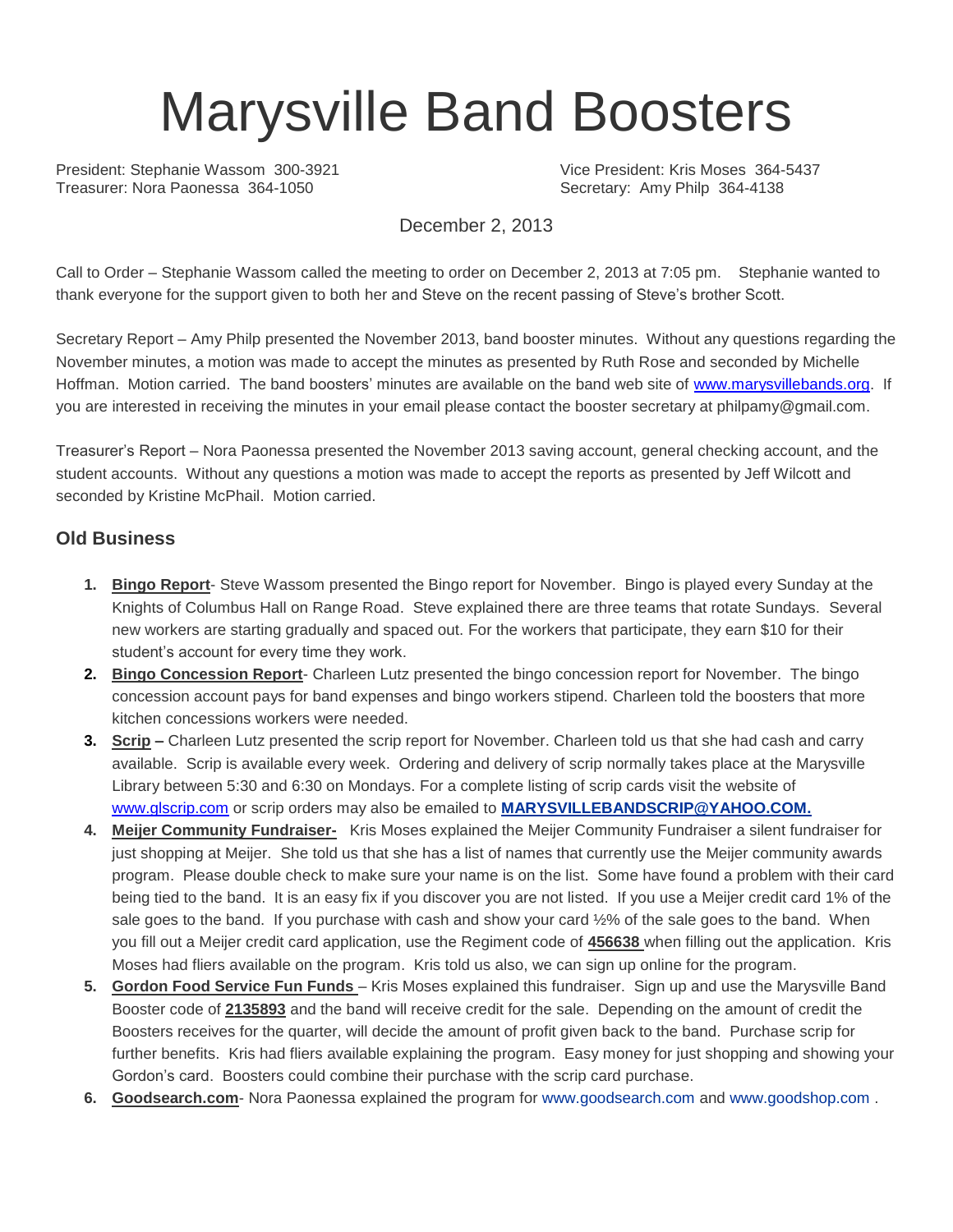# Marysville Band Boosters

President: Stephanie Wassom 300-3921
Vice President: Kris Moses 364-5437
Treasurer: Nora Paonessa 364-1050
Secretary: Amy Philp 364-4138

December 2, 2013

Call to Order – Stephanie Wassom called the meeting to order on December 2, 2013 at 7:05 pm. Stephanie wanted to thank everyone for the support given to both her and Steve on the recent passing of Steve's brother Scott.

Secretary Report – Amy Philp presented the November 2013, band booster minutes. Without any questions regarding the November minutes, a motion was made to accept the minutes as presented by Ruth Rose and seconded by Michelle Hoffman. Motion carried. The band boosters' minutes are available on the band web site of www.marysvillebands.org. If you are interested in receiving the minutes in your email please contact the booster secretary at philpamy@gmail.com.

Treasurer's Report – Nora Paonessa presented the November 2013 saving account, general checking account, and the student accounts. Without any questions a motion was made to accept the reports as presented by Jeff Wilcott and seconded by Kristine McPhail. Motion carried.

## Old Business

1. **Bingo Report**- Steve Wassom presented the Bingo report for November. Bingo is played every Sunday at the Knights of Columbus Hall on Range Road. Steve explained there are three teams that rotate Sundays. Several new workers are starting gradually and spaced out. For the workers that participate, they earn $10 for their student's account for every time they work.
2. **Bingo Concession Report**- Charleen Lutz presented the bingo concession report for November. The bingo concession account pays for band expenses and bingo workers stipend. Charleen told the boosters that more kitchen concessions workers were needed.
3. **Scrip –** Charleen Lutz presented the scrip report for November. Charleen told us that she had cash and carry available. Scrip is available every week. Ordering and delivery of scrip normally takes place at the Marysville Library between 5:30 and 6:30 on Mondays. For a complete listing of scrip cards visit the website of www.glscrip.com or scrip orders may also be emailed to **MARYSVILLEBANDSCRIP@YAHOO.COM.**
4. **Meijer Community Fundraiser-** Kris Moses explained the Meijer Community Fundraiser a silent fundraiser for just shopping at Meijer. She told us that she has a list of names that currently use the Meijer community awards program. Please double check to make sure your name is on the list. Some have found a problem with their card being tied to the band. It is an easy fix if you discover you are not listed. If you use a Meijer credit card 1% of the sale goes to the band. If you purchase with cash and show your card ½% of the sale goes to the band. When you fill out a Meijer credit card application, use the Regiment code of **456638** when filling out the application. Kris Moses had fliers available on the program. Kris told us also, we can sign up online for the program.
5. **Gordon Food Service Fun Funds** – Kris Moses explained this fundraiser. Sign up and use the Marysville Band Booster code of **2135893** and the band will receive credit for the sale. Depending on the amount of credit the Boosters receives for the quarter, will decide the amount of profit given back to the band. Purchase scrip for further benefits. Kris had fliers available explaining the program. Easy money for just shopping and showing your Gordon's card. Boosters could combine their purchase with the scrip card purchase.
6. **Goodsearch.com**- Nora Paonessa explained the program for www.goodsearch.com and www.goodshop.com .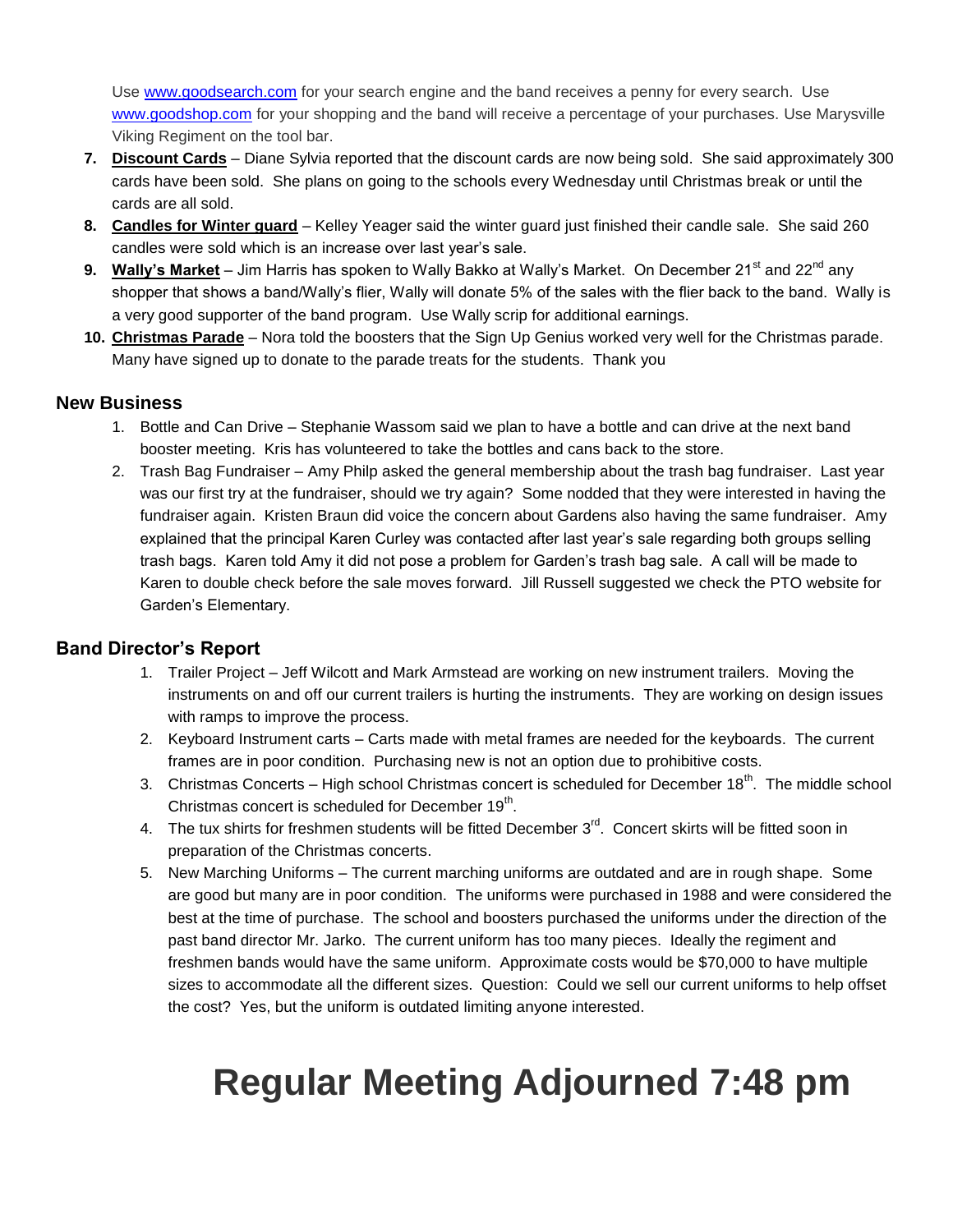Use www.goodsearch.com for your search engine and the band receives a penny for every search. Use www.goodshop.com for your shopping and the band will receive a percentage of your purchases. Use Marysville Viking Regiment on the tool bar.

7. **Discount Cards** – Diane Sylvia reported that the discount cards are now being sold. She said approximately 300 cards have been sold. She plans on going to the schools every Wednesday until Christmas break or until the cards are all sold.
8. **Candles for Winter guard** – Kelley Yeager said the winter guard just finished their candle sale. She said 260 candles were sold which is an increase over last year's sale.
9. **Wally's Market** – Jim Harris has spoken to Wally Bakko at Wally's Market. On December 21st and 22nd any shopper that shows a band/Wally's flier, Wally will donate 5% of the sales with the flier back to the band. Wally is a very good supporter of the band program. Use Wally scrip for additional earnings.
10. **Christmas Parade** – Nora told the boosters that the Sign Up Genius worked very well for the Christmas parade. Many have signed up to donate to the parade treats for the students. Thank you

## New Business

1. Bottle and Can Drive – Stephanie Wassom said we plan to have a bottle and can drive at the next band booster meeting. Kris has volunteered to take the bottles and cans back to the store.
2. Trash Bag Fundraiser – Amy Philp asked the general membership about the trash bag fundraiser. Last year was our first try at the fundraiser, should we try again? Some nodded that they were interested in having the fundraiser again. Kristen Braun did voice the concern about Gardens also having the same fundraiser. Amy explained that the principal Karen Curley was contacted after last year's sale regarding both groups selling trash bags. Karen told Amy it did not pose a problem for Garden's trash bag sale. A call will be made to Karen to double check before the sale moves forward. Jill Russell suggested we check the PTO website for Garden's Elementary.

## Band Director's Report

1. Trailer Project – Jeff Wilcott and Mark Armstead are working on new instrument trailers. Moving the instruments on and off our current trailers is hurting the instruments. They are working on design issues with ramps to improve the process.
2. Keyboard Instrument carts – Carts made with metal frames are needed for the keyboards. The current frames are in poor condition. Purchasing new is not an option due to prohibitive costs.
3. Christmas Concerts – High school Christmas concert is scheduled for December 18th. The middle school Christmas concert is scheduled for December 19th.
4. The tux shirts for freshmen students will be fitted December 3rd. Concert skirts will be fitted soon in preparation of the Christmas concerts.
5. New Marching Uniforms – The current marching uniforms are outdated and are in rough shape. Some are good but many are in poor condition. The uniforms were purchased in 1988 and were considered the best at the time of purchase. The school and boosters purchased the uniforms under the direction of the past band director Mr. Jarko. The current uniform has too many pieces. Ideally the regiment and freshmen bands would have the same uniform. Approximate costs would be $70,000 to have multiple sizes to accommodate all the different sizes. Question: Could we sell our current uniforms to help offset the cost? Yes, but the uniform is outdated limiting anyone interested.

# Regular Meeting Adjourned 7:48 pm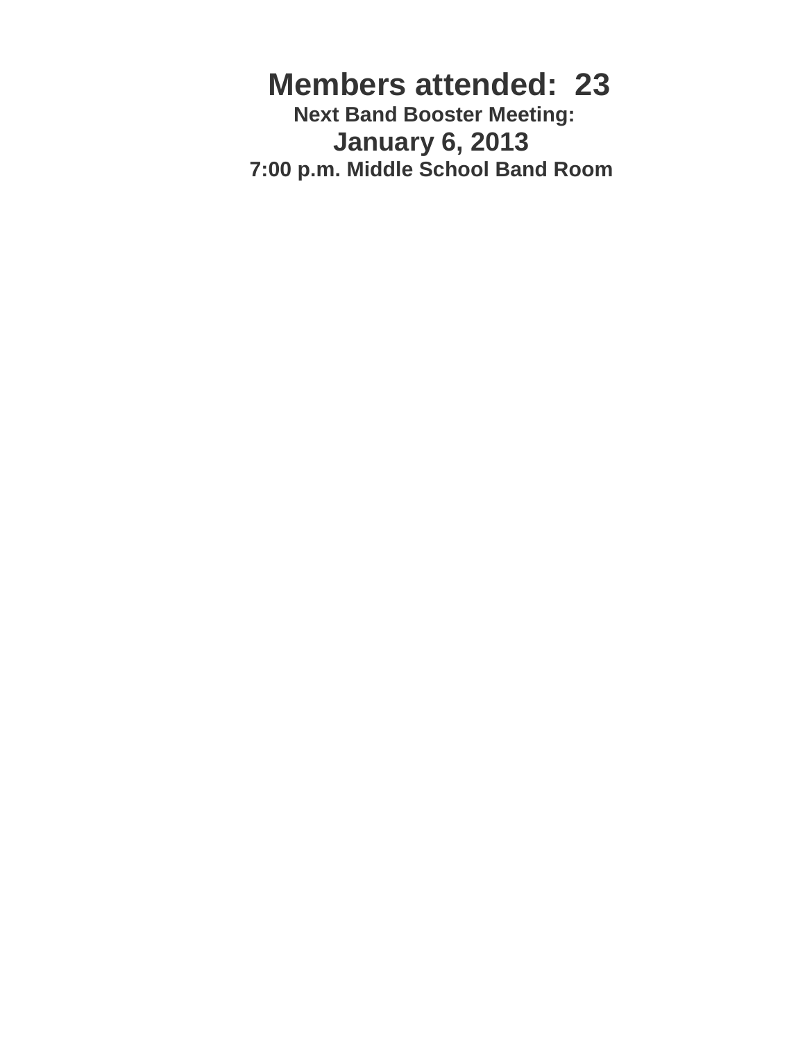**Members attended: 23**

**Next Band Booster Meeting:**

**January 6, 2013**

**7:00 p.m. Middle School Band Room**